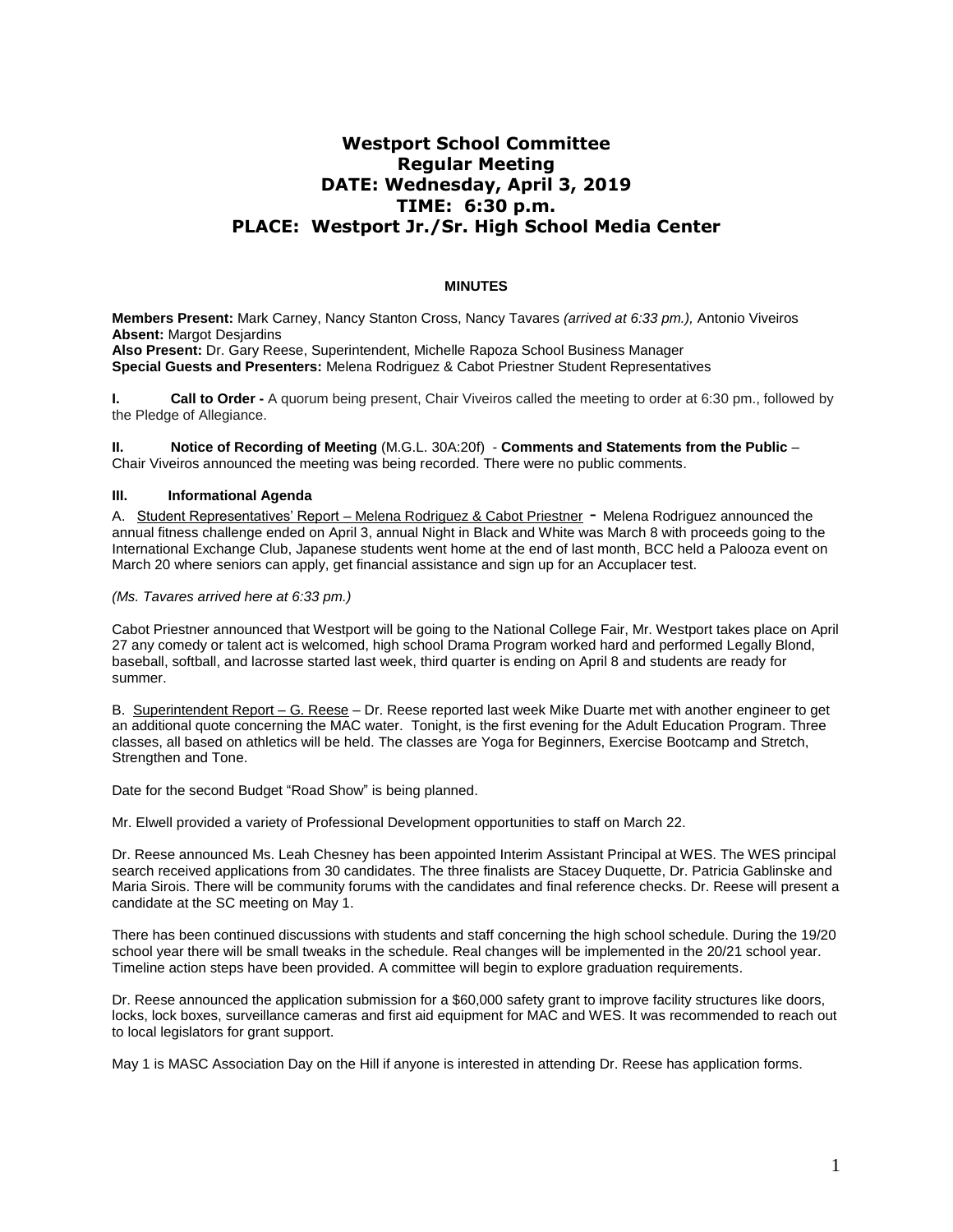# Westport School Committee
# Regular Meeting
# DATE: Wednesday, April 3, 2019
# TIME: 6:30 p.m.
# PLACE: Westport Jr./Sr. High School Media Center

**MINUTES**

**Members Present:** Mark Carney, Nancy Stanton Cross, Nancy Tavares *(arrived at 6:33 pm.),* Antonio Viveiros
**Absent:** Margot Desjardins
**Also Present:** Dr. Gary Reese, Superintendent, Michelle Rapoza School Business Manager
**Special Guests and Presenters:** Melena Rodriguez & Cabot Priestner Student Representatives

**I. Call to Order -** A quorum being present, Chair Viveiros called the meeting to order at 6:30 pm., followed by the Pledge of Allegiance.

**II. Notice of Recording of Meeting** (M.G.L. 30A:20f) - **Comments and Statements from the Public** – Chair Viveiros announced the meeting was being recorded. There were no public comments.

**III. Informational Agenda**

A. Student Representatives' Report – Melena Rodriguez & Cabot Priestner - Melena Rodriguez announced the annual fitness challenge ended on April 3, annual Night in Black and White was March 8 with proceeds going to the International Exchange Club, Japanese students went home at the end of last month, BCC held a Palooza event on March 20 where seniors can apply, get financial assistance and sign up for an Accuplacer test.

*(Ms. Tavares arrived here at 6:33 pm.)*

Cabot Priestner announced that Westport will be going to the National College Fair, Mr. Westport takes place on April 27 any comedy or talent act is welcomed, high school Drama Program worked hard and performed Legally Blond, baseball, softball, and lacrosse started last week, third quarter is ending on April 8 and students are ready for summer.

B. Superintendent Report – G. Reese – Dr. Reese reported last week Mike Duarte met with another engineer to get an additional quote concerning the MAC water. Tonight, is the first evening for the Adult Education Program. Three classes, all based on athletics will be held. The classes are Yoga for Beginners, Exercise Bootcamp and Stretch, Strengthen and Tone.

Date for the second Budget "Road Show" is being planned.

Mr. Elwell provided a variety of Professional Development opportunities to staff on March 22.

Dr. Reese announced Ms. Leah Chesney has been appointed Interim Assistant Principal at WES. The WES principal search received applications from 30 candidates. The three finalists are Stacey Duquette, Dr. Patricia Gablinske and Maria Sirois. There will be community forums with the candidates and final reference checks. Dr. Reese will present a candidate at the SC meeting on May 1.

There has been continued discussions with students and staff concerning the high school schedule. During the 19/20 school year there will be small tweaks in the schedule. Real changes will be implemented in the 20/21 school year. Timeline action steps have been provided. A committee will begin to explore graduation requirements.

Dr. Reese announced the application submission for a $60,000 safety grant to improve facility structures like doors, locks, lock boxes, surveillance cameras and first aid equipment for MAC and WES. It was recommended to reach out to local legislators for grant support.

May 1 is MASC Association Day on the Hill if anyone is interested in attending Dr. Reese has application forms.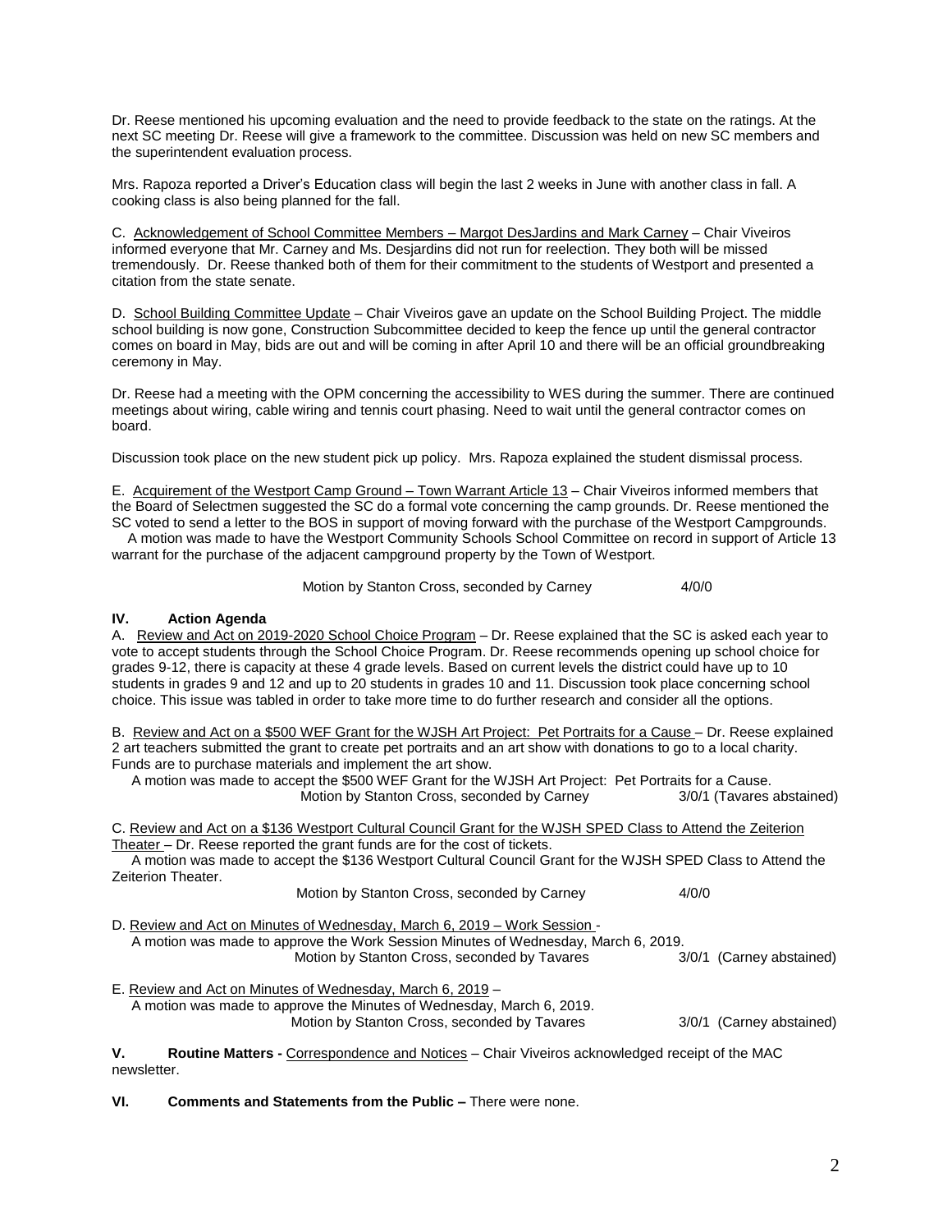Dr. Reese mentioned his upcoming evaluation and the need to provide feedback to the state on the ratings. At the next SC meeting Dr. Reese will give a framework to the committee. Discussion was held on new SC members and the superintendent evaluation process.

Mrs. Rapoza reported a Driver's Education class will begin the last 2 weeks in June with another class in fall. A cooking class is also being planned for the fall.

C. Acknowledgement of School Committee Members – Margot DesJardins and Mark Carney – Chair Viveiros informed everyone that Mr. Carney and Ms. Desjardins did not run for reelection. They both will be missed tremendously. Dr. Reese thanked both of them for their commitment to the students of Westport and presented a citation from the state senate.

D. School Building Committee Update – Chair Viveiros gave an update on the School Building Project. The middle school building is now gone, Construction Subcommittee decided to keep the fence up until the general contractor comes on board in May, bids are out and will be coming in after April 10 and there will be an official groundbreaking ceremony in May.

Dr. Reese had a meeting with the OPM concerning the accessibility to WES during the summer. There are continued meetings about wiring, cable wiring and tennis court phasing. Need to wait until the general contractor comes on board.

Discussion took place on the new student pick up policy. Mrs. Rapoza explained the student dismissal process.

E. Acquirement of the Westport Camp Ground – Town Warrant Article 13 – Chair Viveiros informed members that the Board of Selectmen suggested the SC do a formal vote concerning the camp grounds. Dr. Reese mentioned the SC voted to send a letter to the BOS in support of moving forward with the purchase of the Westport Campgrounds.

A motion was made to have the Westport Community Schools School Committee on record in support of Article 13 warrant for the purchase of the adjacent campground property by the Town of Westport.

Motion by Stanton Cross, seconded by Carney 4/0/0

**IV. Action Agenda**

A. Review and Act on 2019-2020 School Choice Program – Dr. Reese explained that the SC is asked each year to vote to accept students through the School Choice Program. Dr. Reese recommends opening up school choice for grades 9-12, there is capacity at these 4 grade levels. Based on current levels the district could have up to 10 students in grades 9 and 12 and up to 20 students in grades 10 and 11. Discussion took place concerning school choice. This issue was tabled in order to take more time to do further research and consider all the options.

B. Review and Act on a $500 WEF Grant for the WJSH Art Project: Pet Portraits for a Cause – Dr. Reese explained 2 art teachers submitted the grant to create pet portraits and an art show with donations to go to a local charity. Funds are to purchase materials and implement the art show.

A motion was made to accept the $500 WEF Grant for the WJSH Art Project: Pet Portraits for a Cause.

Motion by Stanton Cross, seconded by Carney 3/0/1 (Tavares abstained)

C. Review and Act on a $136 Westport Cultural Council Grant for the WJSH SPED Class to Attend the Zeiterion Theater – Dr. Reese reported the grant funds are for the cost of tickets.

A motion was made to accept the $136 Westport Cultural Council Grant for the WJSH SPED Class to Attend the Zeiterion Theater.

Motion by Stanton Cross, seconded by Carney 4/0/0

D. Review and Act on Minutes of Wednesday, March 6, 2019 – Work Session -

A motion was made to approve the Work Session Minutes of Wednesday, March 6, 2019.

Motion by Stanton Cross, seconded by Tavares 3/0/1 (Carney abstained)

E. Review and Act on Minutes of Wednesday, March 6, 2019 –

A motion was made to approve the Minutes of Wednesday, March 6, 2019.

Motion by Stanton Cross, seconded by Tavares 3/0/1 (Carney abstained)

**V. Routine Matters -** Correspondence and Notices – Chair Viveiros acknowledged receipt of the MAC newsletter.

**VI. Comments and Statements from the Public –** There were none.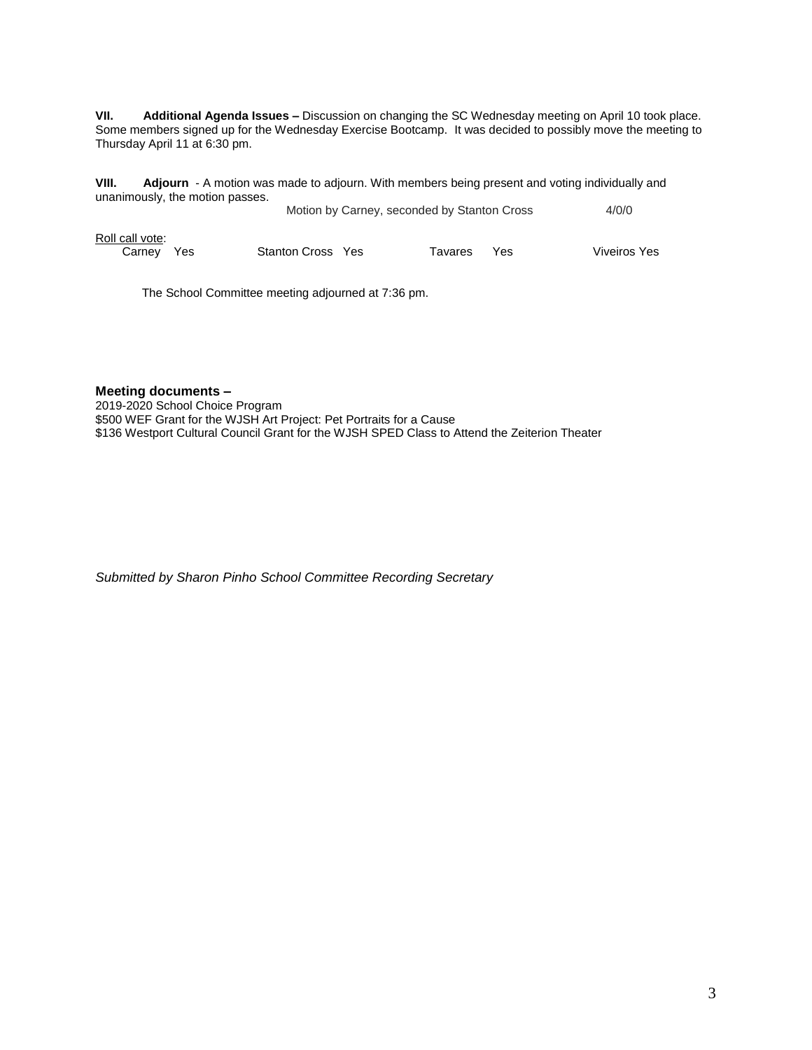**VII. Additional Agenda Issues –** Discussion on changing the SC Wednesday meeting on April 10 took place. Some members signed up for the Wednesday Exercise Bootcamp. It was decided to possibly move the meeting to Thursday April 11 at 6:30 pm.

**VIII. Adjourn** - A motion was made to adjourn. With members being present and voting individually and unanimously, the motion passes.

Motion by Carney, seconded by Stanton Cross 4/0/0

Roll call vote:

Carney Yes    Stanton Cross Yes    Tavares Yes    Viveiros Yes

The School Committee meeting adjourned at 7:36 pm.

**Meeting documents –**

2019-2020 School Choice Program
$500 WEF Grant for the WJSH Art Project: Pet Portraits for a Cause
$136 Westport Cultural Council Grant for the WJSH SPED Class to Attend the Zeiterion Theater

*Submitted by Sharon Pinho School Committee Recording Secretary*